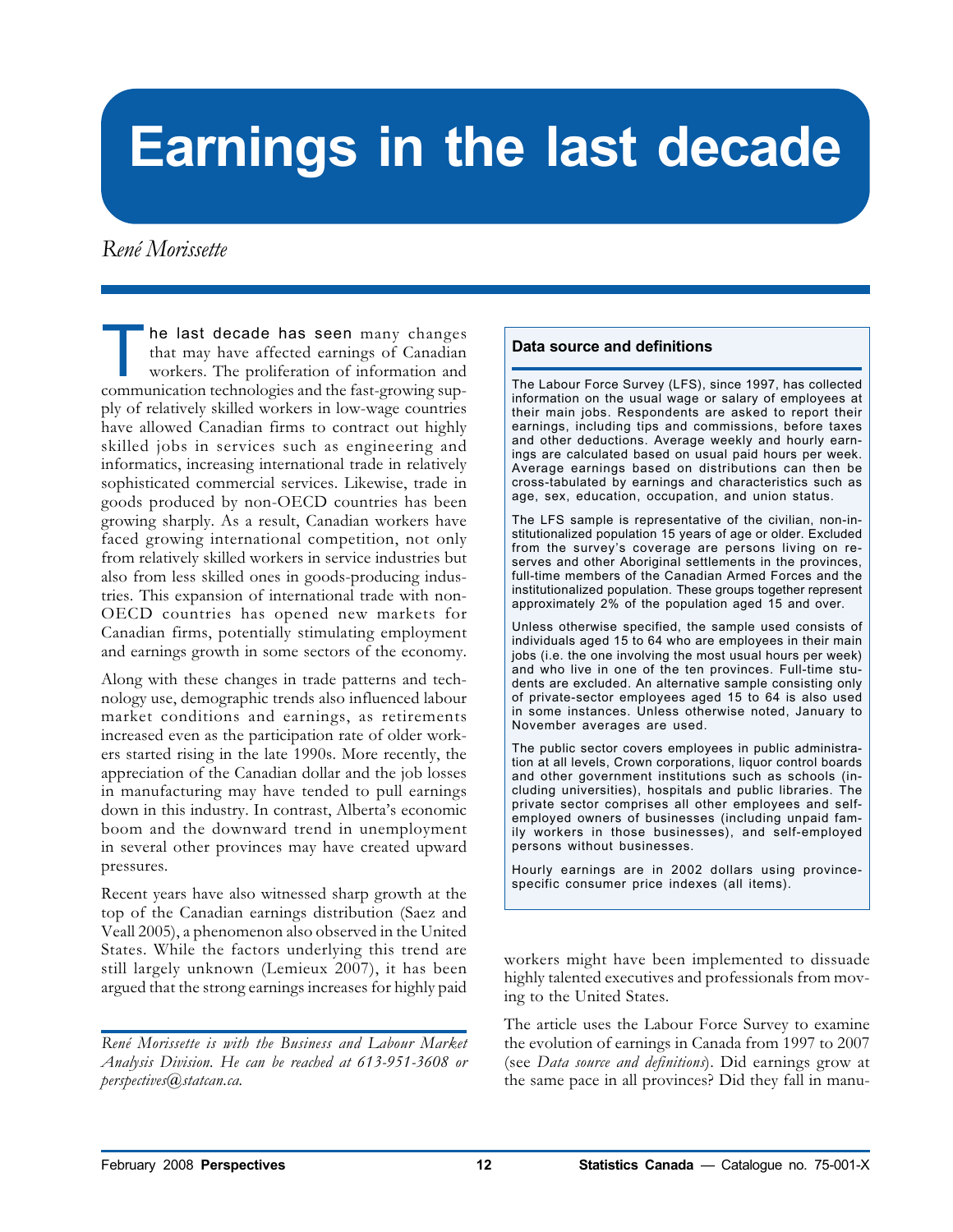# Earnings in the last decade

*René Morissette*

The last decade has seen many changes that may have affected earnings of Canadian workers. The proliferation of information and communication technologies and the fast-growing supply of relatively skilled workers in low-wage countries have allowed Canadian firms to contract out highly skilled jobs in services such as engineering and informatics, increasing international trade in relatively sophisticated commercial services. Likewise, trade in goods produced by non-OECD countries has been growing sharply. As a result, Canadian workers have faced growing international competition, not only from relatively skilled workers in service industries but also from less skilled ones in goods-producing industries. This expansion of international trade with non-OECD countries has opened new markets for Canadian firms, potentially stimulating employment and earnings growth in some sectors of the economy.

Along with these changes in trade patterns and technology use, demographic trends also influenced labour market conditions and earnings, as retirements increased even as the participation rate of older workers started rising in the late 1990s. More recently, the appreciation of the Canadian dollar and the job losses in manufacturing may have tended to pull earnings down in this industry. In contrast, Alberta's economic boom and the downward trend in unemployment in several other provinces may have created upward pressures.

Recent years have also witnessed sharp growth at the top of the Canadian earnings distribution (Saez and Veall 2005), a phenomenon also observed in the United States. While the factors underlying this trend are still largely unknown (Lemieux 2007), it has been argued that the strong earnings increases for highly paid workers might have been implemented to dissuade highly talented executives and professionals from moving to the United States.

The article uses the Labour Force Survey to examine the evolution of earnings in Canada from 1997 to 2007 (see *Data source and definitions*). Did earnings grow at the same pace in all provinces? Did they fall in manu-

*René Morissette is with the Business and Labour Market Analysis Division. He can be reached at 613-951-3608 or perspectives@statcan.ca.*

### Data source and definitions

The Labour Force Survey (LFS), since 1997, has collected information on the usual wage or salary of employees at their main jobs. Respondents are asked to report their earnings, including tips and commissions, before taxes and other deductions. Average weekly and hourly earnings are calculated based on usual paid hours per week. Average earnings based on distributions can then be cross-tabulated by earnings and characteristics such as age, sex, education, occupation, and union status.

The LFS sample is representative of the civilian, non-institutionalized population 15 years of age or older. Excluded from the survey's coverage are persons living on reserves and other Aboriginal settlements in the provinces, full-time members of the Canadian Armed Forces and the institutionalized population. These groups together represent approximately 2% of the population aged 15 and over.

Unless otherwise specified, the sample used consists of individuals aged 15 to 64 who are employees in their main jobs (i.e. the one involving the most usual hours per week) and who live in one of the ten provinces. Full-time students are excluded. An alternative sample consisting only of private-sector employees aged 15 to 64 is also used in some instances. Unless otherwise noted, January to November averages are used.

The public sector covers employees in public administration at all levels, Crown corporations, liquor control boards and other government institutions such as schools (including universities), hospitals and public libraries. The private sector comprises all other employees and self-employed owners of businesses (including unpaid family workers in those businesses), and self-employed persons without businesses.

Hourly earnings are in 2002 dollars using province-specific consumer price indexes (all items).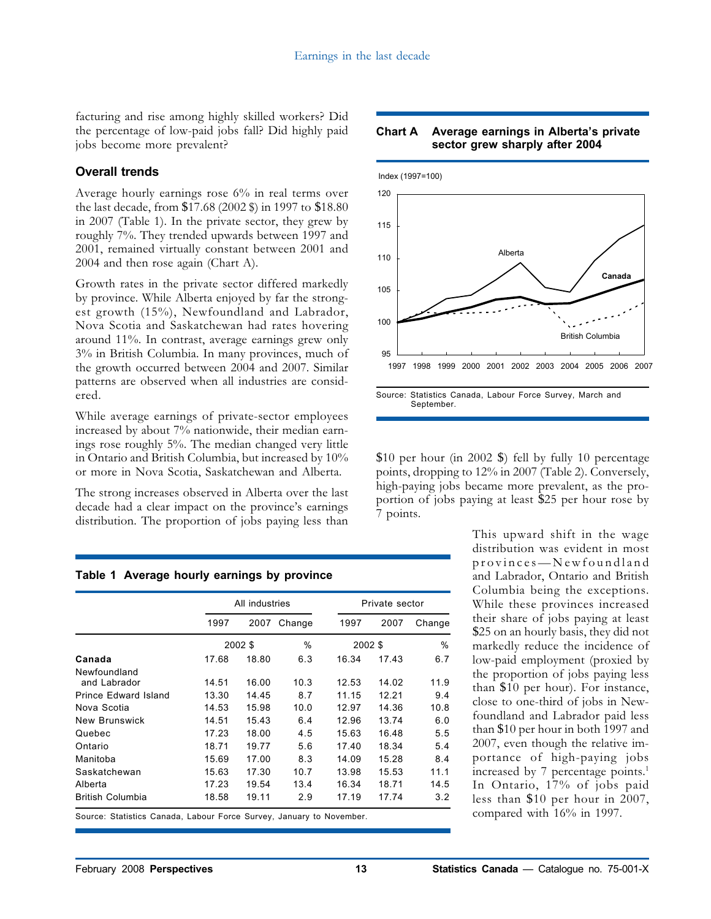facturing and rise among highly skilled workers? Did the percentage of low-paid jobs fall? Did highly paid jobs become more prevalent?

## Overall trends

Average hourly earnings rose 6% in real terms over the last decade, from $17.68 (2002 $) in 1997 to $18.80 in 2007 (Table 1). In the private sector, they grew by roughly 7%. They trended upwards between 1997 and 2001, remained virtually constant between 2001 and 2004 and then rose again (Chart A).

Growth rates in the private sector differed markedly by province. While Alberta enjoyed by far the strongest growth (15%), Newfoundland and Labrador, Nova Scotia and Saskatchewan had rates hovering around 11%. In contrast, average earnings grew only 3% in British Columbia. In many provinces, much of the growth occurred between 2004 and 2007. Similar patterns are observed when all industries are considered.

While average earnings of private-sector employees increased by about 7% nationwide, their median earnings rose roughly 5%. The median changed very little in Ontario and British Columbia, but increased by 10% or more in Nova Scotia, Saskatchewan and Alberta.

The strong increases observed in Alberta over the last decade had a clear impact on the province's earnings distribution. The proportion of jobs paying less than $10 per hour (in 2002 $) fell by fully 10 percentage points, dropping to 12% in 2007 (Table 2). Conversely, high-paying jobs became more prevalent, as the proportion of jobs paying at least $25 per hour rose by 7 points.

**Chart A  Average earnings in Alberta's private sector grew sharply after 2004**

Index (1997=100)

Source: Statistics Canada, Labour Force Survey, March and September.

This upward shift in the wage distribution was evident in most provinces—Newfoundland and Labrador, Ontario and British Columbia being the exceptions. While these provinces increased their share of jobs paying at least $25 on an hourly basis, they did not markedly reduce the incidence of low-paid employment (proxied by the proportion of jobs paying less than $10 per hour). For instance, close to one-third of jobs in Newfoundland and Labrador paid less than $10 per hour in both 1997 and 2007, even though the relative importance of high-paying jobs increased by 7 percentage points.[1] In Ontario, 17% of jobs paid less than $10 per hour in 2007, compared with 16% in 1997.

**Table 1  Average hourly earnings by province**

| | All industries | | | Private sector | | |
|---|---|---|---|---|---|---|
| | 1997 | 2007 | Change | 1997 | 2007 | Change |
| | 2002 $ | | % | 2002 $ | | % |
| **Canada** | 17.68 | 18.80 | 6.3 | 16.34 | 17.43 | 6.7 |
| Newfoundland and Labrador | 14.51 | 16.00 | 10.3 | 12.53 | 14.02 | 11.9 |
| Prince Edward Island | 13.30 | 14.45 | 8.7 | 11.15 | 12.21 | 9.4 |
| Nova Scotia | 14.53 | 15.98 | 10.0 | 12.97 | 14.36 | 10.8 |
| New Brunswick | 14.51 | 15.43 | 6.4 | 12.96 | 13.74 | 6.0 |
| Quebec | 17.23 | 18.00 | 4.5 | 15.63 | 16.48 | 5.5 |
| Ontario | 18.71 | 19.77 | 5.6 | 17.40 | 18.34 | 5.4 |
| Manitoba | 15.69 | 17.00 | 8.3 | 14.09 | 15.28 | 8.4 |
| Saskatchewan | 15.63 | 17.30 | 10.7 | 13.98 | 15.53 | 11.1 |
| Alberta | 17.23 | 19.54 | 13.4 | 16.34 | 18.71 | 14.5 |
| British Columbia | 18.58 | 19.11 | 2.9 | 17.19 | 17.74 | 3.2 |

Source: Statistics Canada, Labour Force Survey, January to November.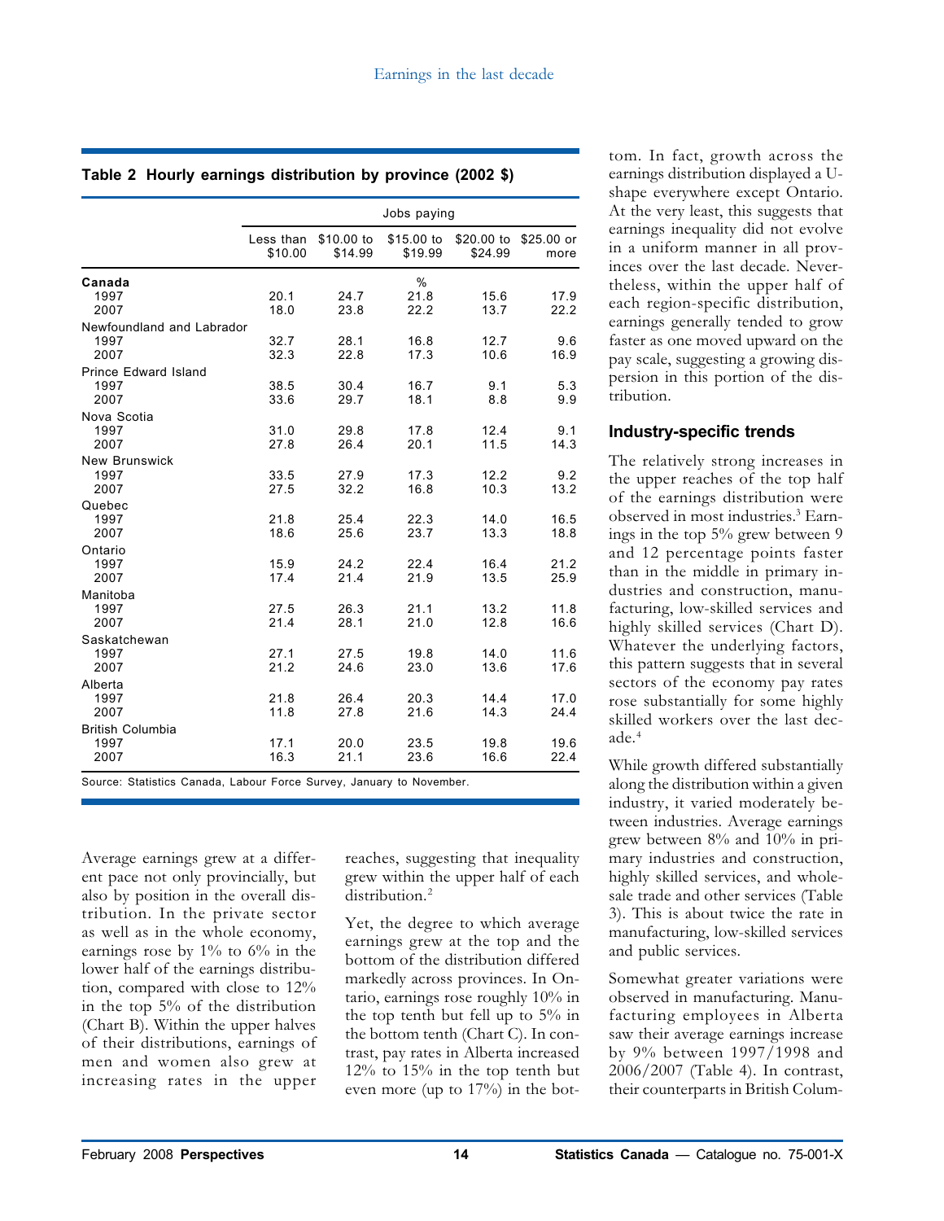**Table 2 Hourly earnings distribution by province (2002 $)**

| | Jobs paying | | | | |
|---|---|---|---|---|---|
| | Less than $10.00 | $10.00 to $14.99 | $15.00 to $19.99 | $20.00 to $24.99 | $25.00 or more |
| | | | % | | |
| **Canada** | | | | | |
| 1997 | 20.1 | 24.7 | 21.8 | 15.6 | 17.9 |
| 2007 | 18.0 | 23.8 | 22.2 | 13.7 | 22.2 |
| Newfoundland and Labrador | | | | | |
| 1997 | 32.7 | 28.1 | 16.8 | 12.7 | 9.6 |
| 2007 | 32.3 | 22.8 | 17.3 | 10.6 | 16.9 |
| Prince Edward Island | | | | | |
| 1997 | 38.5 | 30.4 | 16.7 | 9.1 | 5.3 |
| 2007 | 33.6 | 29.7 | 18.1 | 8.8 | 9.9 |
| Nova Scotia | | | | | |
| 1997 | 31.0 | 29.8 | 17.8 | 12.4 | 9.1 |
| 2007 | 27.8 | 26.4 | 20.1 | 11.5 | 14.3 |
| New Brunswick | | | | | |
| 1997 | 33.5 | 27.9 | 17.3 | 12.2 | 9.2 |
| 2007 | 27.5 | 32.2 | 16.8 | 10.3 | 13.2 |
| Quebec | | | | | |
| 1997 | 21.8 | 25.4 | 22.3 | 14.0 | 16.5 |
| 2007 | 18.6 | 25.6 | 23.7 | 13.3 | 18.8 |
| Ontario | | | | | |
| 1997 | 15.9 | 24.2 | 22.4 | 16.4 | 21.2 |
| 2007 | 17.4 | 21.4 | 21.9 | 13.5 | 25.9 |
| Manitoba | | | | | |
| 1997 | 27.5 | 26.3 | 21.1 | 13.2 | 11.8 |
| 2007 | 21.4 | 28.1 | 21.0 | 12.8 | 16.6 |
| Saskatchewan | | | | | |
| 1997 | 27.1 | 27.5 | 19.8 | 14.0 | 11.6 |
| 2007 | 21.2 | 24.6 | 23.0 | 13.6 | 17.6 |
| Alberta | | | | | |
| 1997 | 21.8 | 26.4 | 20.3 | 14.4 | 17.0 |
| 2007 | 11.8 | 27.8 | 21.6 | 14.3 | 24.4 |
| British Columbia | | | | | |
| 1997 | 17.1 | 20.0 | 23.5 | 19.8 | 19.6 |
| 2007 | 16.3 | 21.1 | 23.6 | 16.6 | 22.4 |

Source: Statistics Canada, Labour Force Survey, January to November.

Average earnings grew at a different pace not only provincially, but also by position in the overall distribution. In the private sector as well as in the whole economy, earnings rose by 1% to 6% in the lower half of the earnings distribution, compared with close to 12% in the top 5% of the distribution (Chart B). Within the upper halves of their distributions, earnings of men and women also grew at increasing rates in the upper reaches, suggesting that inequality grew within the upper half of each distribution.[2]

Yet, the degree to which average earnings grew at the top and the bottom of the distribution differed markedly across provinces. In Ontario, earnings rose roughly 10% in the top tenth but fell up to 5% in the bottom tenth (Chart C). In contrast, pay rates in Alberta increased 12% to 15% in the top tenth but even more (up to 17%) in the bottom. In fact, growth across the earnings distribution displayed a U-shape everywhere except Ontario. At the very least, this suggests that earnings inequality did not evolve in a uniform manner in all provinces over the last decade. Nevertheless, within the upper half of each region-specific distribution, earnings generally tended to grow faster as one moved upward on the pay scale, suggesting a growing dispersion in this portion of the distribution.

## Industry-specific trends

The relatively strong increases in the upper reaches of the top half of the earnings distribution were observed in most industries.[3] Earnings in the top 5% grew between 9 and 12 percentage points faster than in the middle in primary industries and construction, manufacturing, low-skilled services and highly skilled services (Chart D). Whatever the underlying factors, this pattern suggests that in several sectors of the economy pay rates rose substantially for some highly skilled workers over the last decade.[4]

While growth differed substantially along the distribution within a given industry, it varied moderately between industries. Average earnings grew between 8% and 10% in primary industries and construction, highly skilled services, and wholesale trade and other services (Table 3). This is about twice the rate in manufacturing, low-skilled services and public services.

Somewhat greater variations were observed in manufacturing. Manufacturing employees in Alberta saw their average earnings increase by 9% between 1997/1998 and 2006/2007 (Table 4). In contrast, their counterparts in British Colum-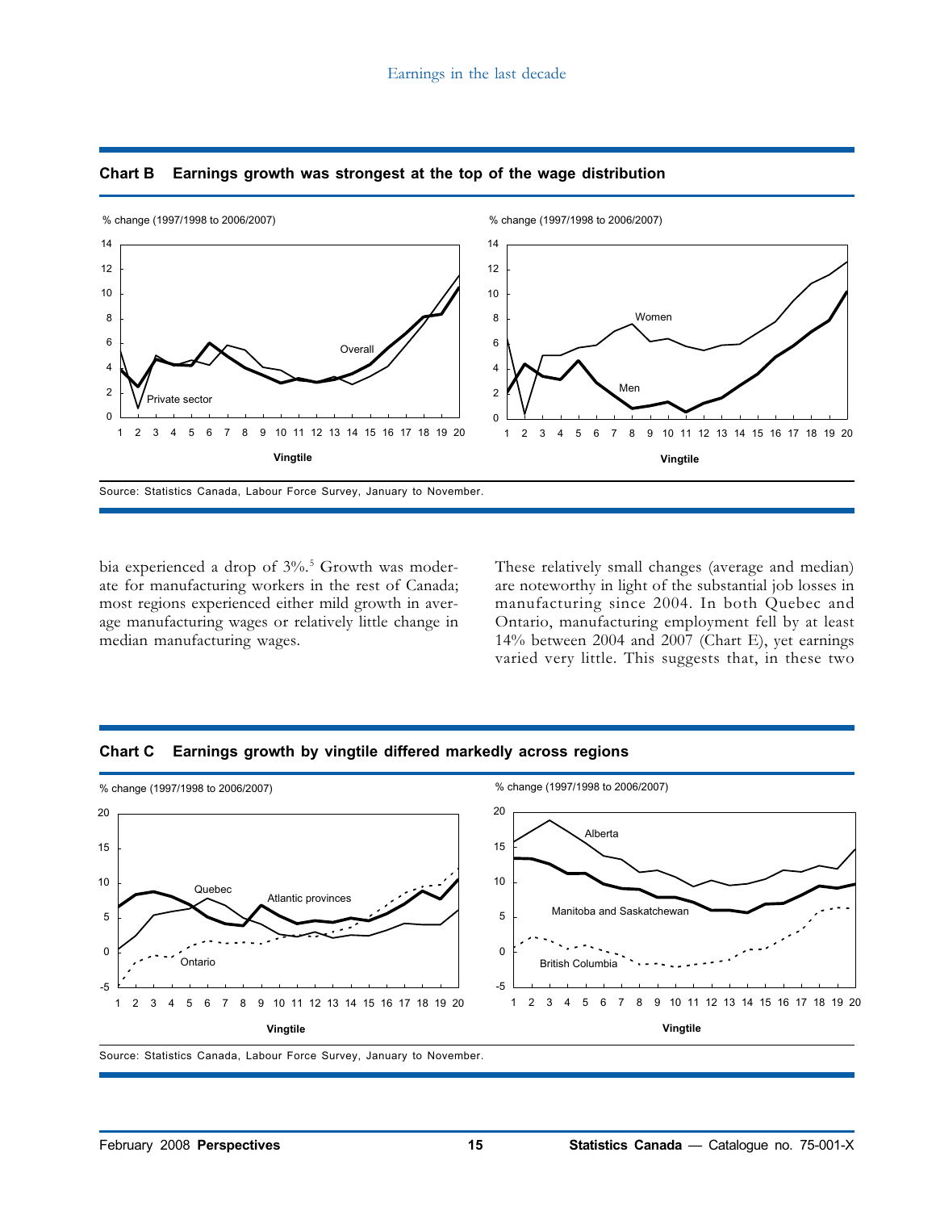**Chart B Earnings growth was strongest at the top of the wage distribution**

Source: Statistics Canada, Labour Force Survey, January to November.

bia experienced a drop of 3%.[5] Growth was moderate for manufacturing workers in the rest of Canada; most regions experienced either mild growth in average manufacturing wages or relatively little change in median manufacturing wages.

These relatively small changes (average and median) are noteworthy in light of the substantial job losses in manufacturing since 2004. In both Quebec and Ontario, manufacturing employment fell by at least 14% between 2004 and 2007 (Chart E), yet earnings varied very little. This suggests that, in these two

**Chart C Earnings growth by vingtile differed markedly across regions**

Source: Statistics Canada, Labour Force Survey, January to November.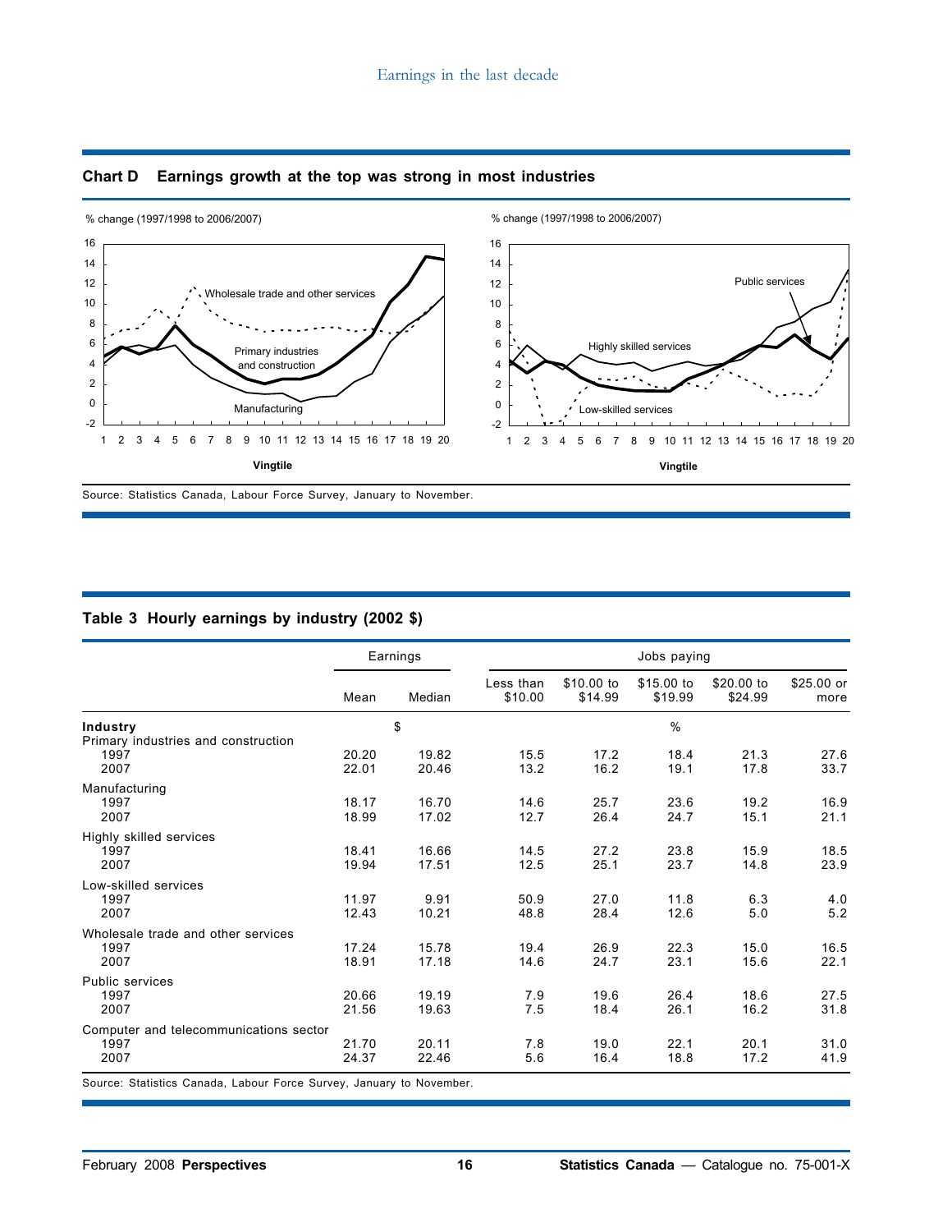## Chart D Earnings growth at the top was strong in most industries

% change (1997/1998 to 2006/2007)

Source: Statistics Canada, Labour Force Survey, January to November.

## Table 3 Hourly earnings by industry (2002 $)

| | Earnings | | Jobs paying | | | | |
|---|---|---|---|---|---|---|---|
| | Mean | Median | Less than $10.00 | $10.00 to $14.99 | $15.00 to $19.99 | $20.00 to $24.99 | $25.00 or more |
| **Industry** | $ | | % | | | | |
| Primary industries and construction | | | | | | | |
| 1997 | 20.20 | 19.82 | 15.5 | 17.2 | 18.4 | 21.3 | 27.6 |
| 2007 | 22.01 | 20.46 | 13.2 | 16.2 | 19.1 | 17.8 | 33.7 |
| Manufacturing | | | | | | | |
| 1997 | 18.17 | 16.70 | 14.6 | 25.7 | 23.6 | 19.2 | 16.9 |
| 2007 | 18.99 | 17.02 | 12.7 | 26.4 | 24.7 | 15.1 | 21.1 |
| Highly skilled services | | | | | | | |
| 1997 | 18.41 | 16.66 | 14.5 | 27.2 | 23.8 | 15.9 | 18.5 |
| 2007 | 19.94 | 17.51 | 12.5 | 25.1 | 23.7 | 14.8 | 23.9 |
| Low-skilled services | | | | | | | |
| 1997 | 11.97 | 9.91 | 50.9 | 27.0 | 11.8 | 6.3 | 4.0 |
| 2007 | 12.43 | 10.21 | 48.8 | 28.4 | 12.6 | 5.0 | 5.2 |
| Wholesale trade and other services | | | | | | | |
| 1997 | 17.24 | 15.78 | 19.4 | 26.9 | 22.3 | 15.0 | 16.5 |
| 2007 | 18.91 | 17.18 | 14.6 | 24.7 | 23.1 | 15.6 | 22.1 |
| Public services | | | | | | | |
| 1997 | 20.66 | 19.19 | 7.9 | 19.6 | 26.4 | 18.6 | 27.5 |
| 2007 | 21.56 | 19.63 | 7.5 | 18.4 | 26.1 | 16.2 | 31.8 |
| Computer and telecommunications sector | | | | | | | |
| 1997 | 21.70 | 20.11 | 7.8 | 19.0 | 22.1 | 20.1 | 31.0 |
| 2007 | 24.37 | 22.46 | 5.6 | 16.4 | 18.8 | 17.2 | 41.9 |

Source: Statistics Canada, Labour Force Survey, January to November.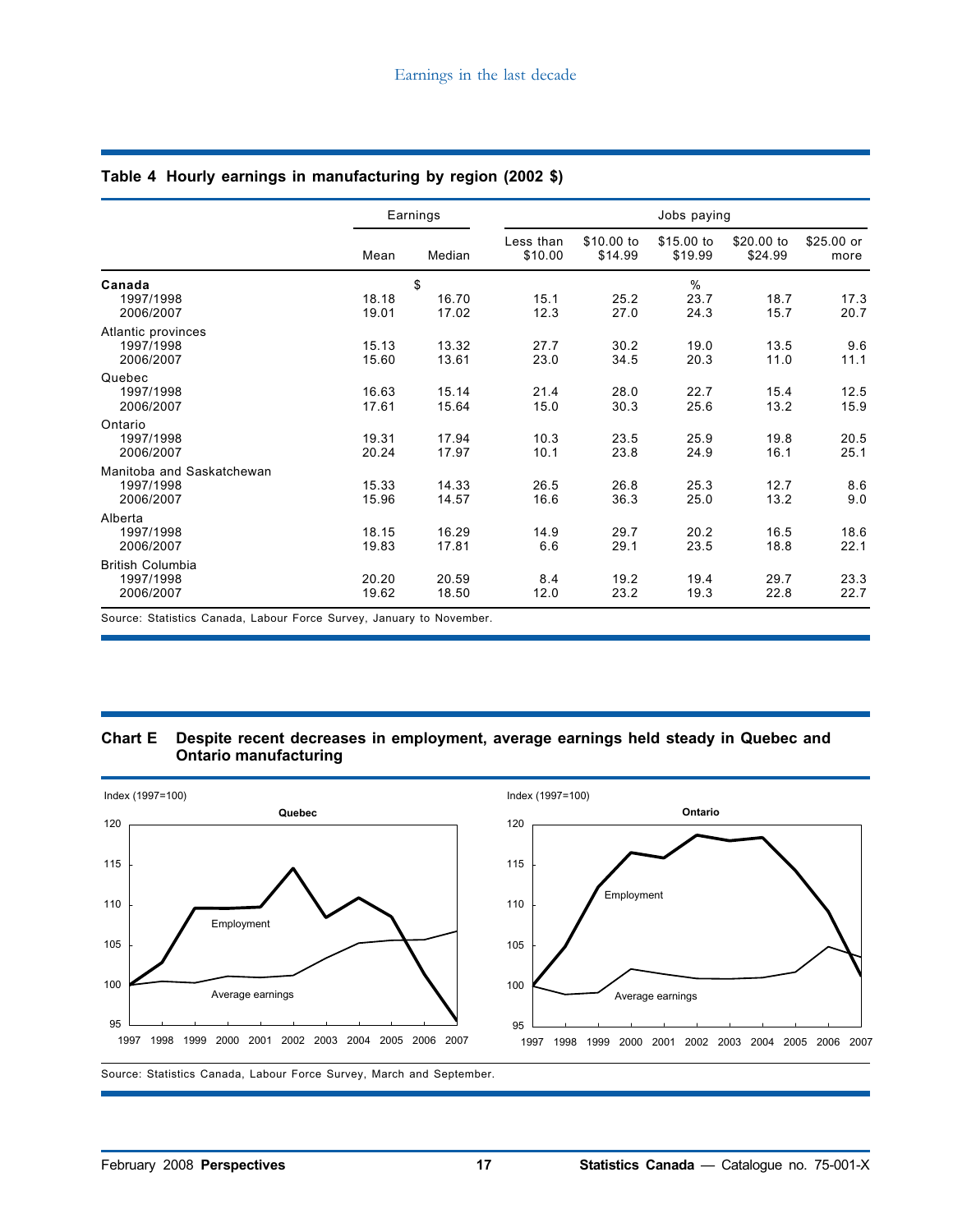## Table 4 Hourly earnings in manufacturing by region (2002 $)

| | Earnings | | Jobs paying | | | | |
|---|---|---|---|---|---|---|---|
| | Mean | Median | Less than $10.00 | $10.00 to $14.99 | $15.00 to $19.99 | $20.00 to $24.99 | $25.00 or more |
| **Canada** | $ | | | | % | | |
| 1997/1998 | 18.18 | 16.70 | 15.1 | 25.2 | 23.7 | 18.7 | 17.3 |
| 2006/2007 | 19.01 | 17.02 | 12.3 | 27.0 | 24.3 | 15.7 | 20.7 |
| Atlantic provinces | | | | | | | |
| 1997/1998 | 15.13 | 13.32 | 27.7 | 30.2 | 19.0 | 13.5 | 9.6 |
| 2006/2007 | 15.60 | 13.61 | 23.0 | 34.5 | 20.3 | 11.0 | 11.1 |
| Quebec | | | | | | | |
| 1997/1998 | 16.63 | 15.14 | 21.4 | 28.0 | 22.7 | 15.4 | 12.5 |
| 2006/2007 | 17.61 | 15.64 | 15.0 | 30.3 | 25.6 | 13.2 | 15.9 |
| Ontario | | | | | | | |
| 1997/1998 | 19.31 | 17.94 | 10.3 | 23.5 | 25.9 | 19.8 | 20.5 |
| 2006/2007 | 20.24 | 17.97 | 10.1 | 23.8 | 24.9 | 16.1 | 25.1 |
| Manitoba and Saskatchewan | | | | | | | |
| 1997/1998 | 15.33 | 14.33 | 26.5 | 26.8 | 25.3 | 12.7 | 8.6 |
| 2006/2007 | 15.96 | 14.57 | 16.6 | 36.3 | 25.0 | 13.2 | 9.0 |
| Alberta | | | | | | | |
| 1997/1998 | 18.15 | 16.29 | 14.9 | 29.7 | 20.2 | 16.5 | 18.6 |
| 2006/2007 | 19.83 | 17.81 | 6.6 | 29.1 | 23.5 | 18.8 | 22.1 |
| British Columbia | | | | | | | |
| 1997/1998 | 20.20 | 20.59 | 8.4 | 19.2 | 19.4 | 29.7 | 23.3 |
| 2006/2007 | 19.62 | 18.50 | 12.0 | 23.2 | 19.3 | 22.8 | 22.7 |

Source: Statistics Canada, Labour Force Survey, January to November.

## Chart E Despite recent decreases in employment, average earnings held steady in Quebec and Ontario manufacturing

Source: Statistics Canada, Labour Force Survey, March and September.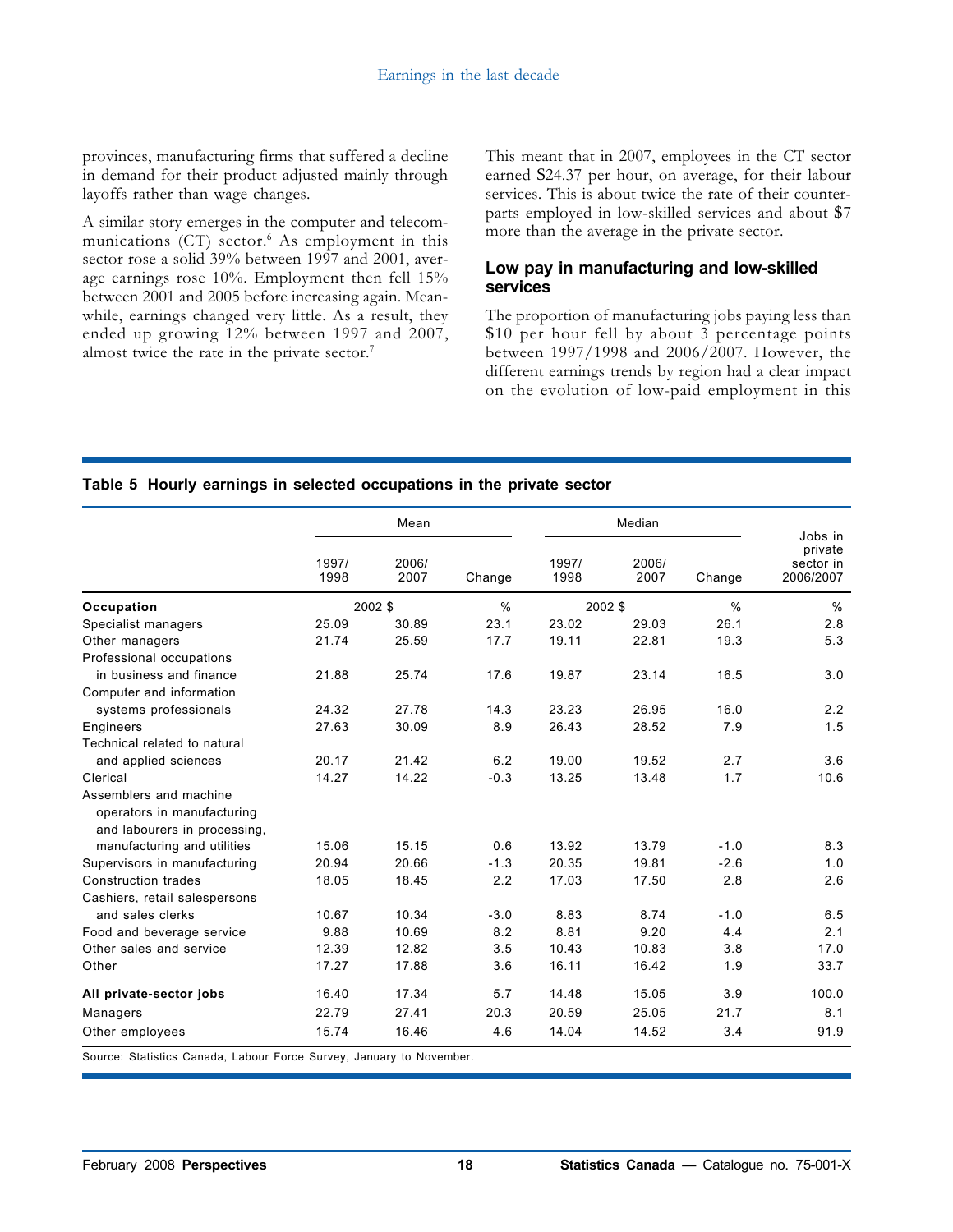provinces, manufacturing firms that suffered a decline in demand for their product adjusted mainly through layoffs rather than wage changes.

A similar story emerges in the computer and telecommunications (CT) sector.[6] As employment in this sector rose a solid 39% between 1997 and 2001, average earnings rose 10%. Employment then fell 15% between 2001 and 2005 before increasing again. Meanwhile, earnings changed very little. As a result, they ended up growing 12% between 1997 and 2007, almost twice the rate in the private sector.[7]

This meant that in 2007, employees in the CT sector earned $24.37 per hour, on average, for their labour services. This is about twice the rate of their counterparts employed in low-skilled services and about $7 more than the average in the private sector.

### Low pay in manufacturing and low-skilled services

The proportion of manufacturing jobs paying less than $10 per hour fell by about 3 percentage points between 1997/1998 and 2006/2007. However, the different earnings trends by region had a clear impact on the evolution of low-paid employment in this

**Table 5 Hourly earnings in selected occupations in the private sector**

| | Mean | | | Median | | | Jobs in private sector in 2006/2007 |
|---|---|---|---|---|---|---|---|
| | 1997/ 1998 | 2006/ 2007 | Change | 1997/ 1998 | 2006/ 2007 | Change | |
| **Occupation** | 2002 $ | | % | 2002 $ | | % | % |
| Specialist managers | 25.09 | 30.89 | 23.1 | 23.02 | 29.03 | 26.1 | 2.8 |
| Other managers | 21.74 | 25.59 | 17.7 | 19.11 | 22.81 | 19.3 | 5.3 |
| Professional occupations in business and finance | 21.88 | 25.74 | 17.6 | 19.87 | 23.14 | 16.5 | 3.0 |
| Computer and information systems professionals | 24.32 | 27.78 | 14.3 | 23.23 | 26.95 | 16.0 | 2.2 |
| Engineers | 27.63 | 30.09 | 8.9 | 26.43 | 28.52 | 7.9 | 1.5 |
| Technical related to natural and applied sciences | 20.17 | 21.42 | 6.2 | 19.00 | 19.52 | 2.7 | 3.6 |
| Clerical | 14.27 | 14.22 | -0.3 | 13.25 | 13.48 | 1.7 | 10.6 |
| Assemblers and machine operators in manufacturing and labourers in processing, manufacturing and utilities | 15.06 | 15.15 | 0.6 | 13.92 | 13.79 | -1.0 | 8.3 |
| Supervisors in manufacturing | 20.94 | 20.66 | -1.3 | 20.35 | 19.81 | -2.6 | 1.0 |
| Construction trades | 18.05 | 18.45 | 2.2 | 17.03 | 17.50 | 2.8 | 2.6 |
| Cashiers, retail salespersons and sales clerks | 10.67 | 10.34 | -3.0 | 8.83 | 8.74 | -1.0 | 6.5 |
| Food and beverage service | 9.88 | 10.69 | 8.2 | 8.81 | 9.20 | 4.4 | 2.1 |
| Other sales and service | 12.39 | 12.82 | 3.5 | 10.43 | 10.83 | 3.8 | 17.0 |
| Other | 17.27 | 17.88 | 3.6 | 16.11 | 16.42 | 1.9 | 33.7 |
| **All private-sector jobs** | 16.40 | 17.34 | 5.7 | 14.48 | 15.05 | 3.9 | 100.0 |
| Managers | 22.79 | 27.41 | 20.3 | 20.59 | 25.05 | 21.7 | 8.1 |
| Other employees | 15.74 | 16.46 | 4.6 | 14.04 | 14.52 | 3.4 | 91.9 |

Source: Statistics Canada, Labour Force Survey, January to November.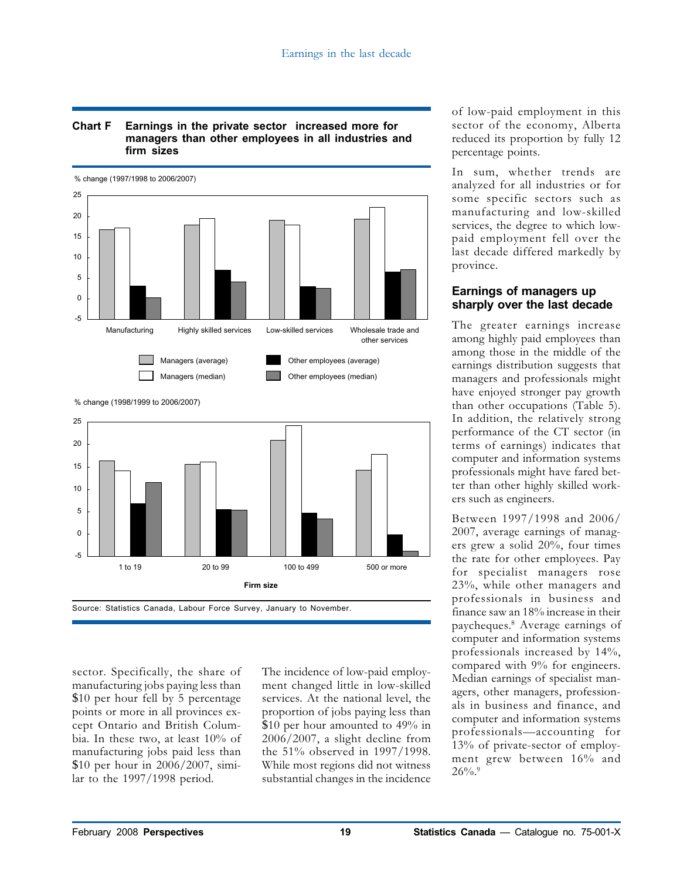**Chart F Earnings in the private sector increased more for managers than other employees in all industries and firm sizes**

% change (1997/1998 to 2006/2007)

Manufacturing, Highly skilled services, Low-skilled services, Wholesale trade and other services

Managers (average), Managers (median), Other employees (average), Other employees (median)

% change (1998/1999 to 2006/2007)

1 to 19, 20 to 99, 100 to 499, 500 or more

Firm size

Source: Statistics Canada, Labour Force Survey, January to November.

sector. Specifically, the share of manufacturing jobs paying less than $10 per hour fell by 5 percentage points or more in all provinces except Ontario and British Columbia. In these two, at least 10% of manufacturing jobs paid less than $10 per hour in 2006/2007, similar to the 1997/1998 period.

The incidence of low-paid employment changed little in low-skilled services. At the national level, the proportion of jobs paying less than $10 per hour amounted to 49% in 2006/2007, a slight decline from the 51% observed in 1997/1998. While most regions did not witness substantial changes in the incidence of low-paid employment in this sector of the economy, Alberta reduced its proportion by fully 12 percentage points.

In sum, whether trends are analyzed for all industries or for some specific sectors such as manufacturing and low-skilled services, the degree to which low-paid employment fell over the last decade differed markedly by province.

## Earnings of managers up sharply over the last decade

The greater earnings increase among highly paid employees than among those in the middle of the earnings distribution suggests that managers and professionals might have enjoyed stronger pay growth than other occupations (Table 5). In addition, the relatively strong performance of the CT sector (in terms of earnings) indicates that computer and information systems professionals might have fared better than other highly skilled workers such as engineers.

Between 1997/1998 and 2006/2007, average earnings of managers grew a solid 20%, four times the rate for other employees. Pay for specialist managers rose 23%, while other managers and professionals in business and finance saw an 18% increase in their paycheques.[8] Average earnings of computer and information systems professionals increased by 14%, compared with 9% for engineers. Median earnings of specialist managers, other managers, professionals in business and finance, and computer and information systems professionals—accounting for 13% of private-sector of employment grew between 16% and 26%.[9]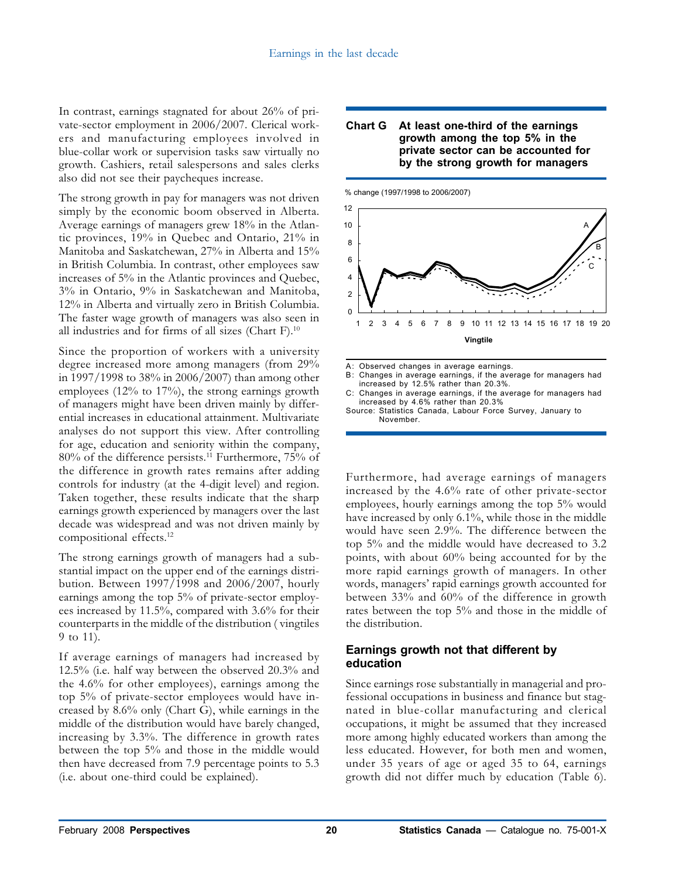In contrast, earnings stagnated for about 26% of private-sector employment in 2006/2007. Clerical workers and manufacturing employees involved in blue-collar work or supervision tasks saw virtually no growth. Cashiers, retail salespersons and sales clerks also did not see their paycheques increase.

The strong growth in pay for managers was not driven simply by the economic boom observed in Alberta. Average earnings of managers grew 18% in the Atlantic provinces, 19% in Quebec and Ontario, 21% in Manitoba and Saskatchewan, 27% in Alberta and 15% in British Columbia. In contrast, other employees saw increases of 5% in the Atlantic provinces and Quebec, 3% in Ontario, 9% in Saskatchewan and Manitoba, 12% in Alberta and virtually zero in British Columbia. The faster wage growth of managers was also seen in all industries and for firms of all sizes (Chart F).[10]

Since the proportion of workers with a university degree increased more among managers (from 29% in 1997/1998 to 38% in 2006/2007) than among other employees (12% to 17%), the strong earnings growth of managers might have been driven mainly by differential increases in educational attainment. Multivariate analyses do not support this view. After controlling for age, education and seniority within the company, 80% of the difference persists.[11] Furthermore, 75% of the difference in growth rates remains after adding controls for industry (at the 4-digit level) and region. Taken together, these results indicate that the sharp earnings growth experienced by managers over the last decade was widespread and was not driven mainly by compositional effects.[12]

The strong earnings growth of managers had a substantial impact on the upper end of the earnings distribution. Between 1997/1998 and 2006/2007, hourly earnings among the top 5% of private-sector employees increased by 11.5%, compared with 3.6% for their counterparts in the middle of the distribution (vingtiles 9 to 11).

If average earnings of managers had increased by 12.5% (i.e. half way between the observed 20.3% and the 4.6% for other employees), earnings among the top 5% of private-sector employees would have increased by 8.6% only (Chart G), while earnings in the middle of the distribution would have barely changed, increasing by 3.3%. The difference in growth rates between the top 5% and those in the middle would then have decreased from 7.9 percentage points to 5.3 (i.e. about one-third could be explained).

**Chart G At least one-third of the earnings growth among the top 5% in the private sector can be accounted for by the strong growth for managers**

% change (1997/1998 to 2006/2007)

Vingtile

A: Observed changes in average earnings.
B: Changes in average earnings, if the average for managers had increased by 12.5% rather than 20.3%.
C: Changes in average earnings, if the average for managers had increased by 4.6% rather than 20.3%
Source: Statistics Canada, Labour Force Survey, January to November.

Furthermore, had average earnings of managers increased by the 4.6% rate of other private-sector employees, hourly earnings among the top 5% would have increased by only 6.1%, while those in the middle would have seen 2.9%. The difference between the top 5% and the middle would have decreased to 3.2 points, with about 60% being accounted for by the more rapid earnings growth of managers. In other words, managers' rapid earnings growth accounted for between 33% and 60% of the difference in growth rates between the top 5% and those in the middle of the distribution.

## Earnings growth not that different by education

Since earnings rose substantially in managerial and professional occupations in business and finance but stagnated in blue-collar manufacturing and clerical occupations, it might be assumed that they increased more among highly educated workers than among the less educated. However, for both men and women, under 35 years of age or aged 35 to 64, earnings growth did not differ much by education (Table 6).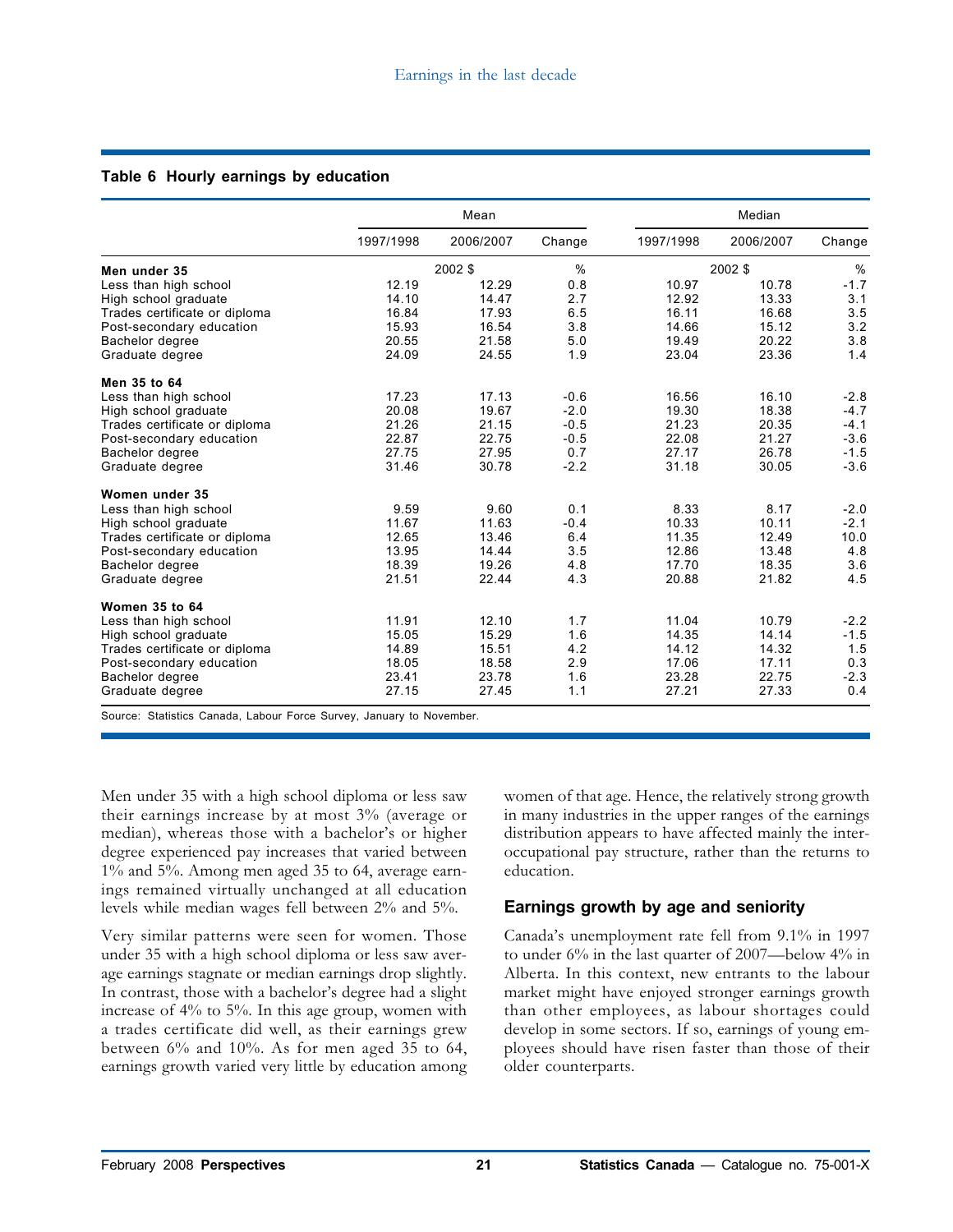**Table 6 Hourly earnings by education**

| | Mean | | | Median | | |
|---|---|---|---|---|---|---|
| | 1997/1998 | 2006/2007 | Change | 1997/1998 | 2006/2007 | Change |
| | 2002 $ | | % | 2002 $ | | % |
| **Men under 35** | | | | | | |
| Less than high school | 12.19 | 12.29 | 0.8 | 10.97 | 10.78 | -1.7 |
| High school graduate | 14.10 | 14.47 | 2.7 | 12.92 | 13.33 | 3.1 |
| Trades certificate or diploma | 16.84 | 17.93 | 6.5 | 16.11 | 16.68 | 3.5 |
| Post-secondary education | 15.93 | 16.54 | 3.8 | 14.66 | 15.12 | 3.2 |
| Bachelor degree | 20.55 | 21.58 | 5.0 | 19.49 | 20.22 | 3.8 |
| Graduate degree | 24.09 | 24.55 | 1.9 | 23.04 | 23.36 | 1.4 |
| **Men 35 to 64** | | | | | | |
| Less than high school | 17.23 | 17.13 | -0.6 | 16.56 | 16.10 | -2.8 |
| High school graduate | 20.08 | 19.67 | -2.0 | 19.30 | 18.38 | -4.7 |
| Trades certificate or diploma | 21.26 | 21.15 | -0.5 | 21.23 | 20.35 | -4.1 |
| Post-secondary education | 22.87 | 22.75 | -0.5 | 22.08 | 21.27 | -3.6 |
| Bachelor degree | 27.75 | 27.95 | 0.7 | 27.17 | 26.78 | -1.5 |
| Graduate degree | 31.46 | 30.78 | -2.2 | 31.18 | 30.05 | -3.6 |
| **Women under 35** | | | | | | |
| Less than high school | 9.59 | 9.60 | 0.1 | 8.33 | 8.17 | -2.0 |
| High school graduate | 11.67 | 11.63 | -0.4 | 10.33 | 10.11 | -2.1 |
| Trades certificate or diploma | 12.65 | 13.46 | 6.4 | 11.35 | 12.49 | 10.0 |
| Post-secondary education | 13.95 | 14.44 | 3.5 | 12.86 | 13.48 | 4.8 |
| Bachelor degree | 18.39 | 19.26 | 4.8 | 17.70 | 18.35 | 3.6 |
| Graduate degree | 21.51 | 22.44 | 4.3 | 20.88 | 21.82 | 4.5 |
| **Women 35 to 64** | | | | | | |
| Less than high school | 11.91 | 12.10 | 1.7 | 11.04 | 10.79 | -2.2 |
| High school graduate | 15.05 | 15.29 | 1.6 | 14.35 | 14.14 | -1.5 |
| Trades certificate or diploma | 14.89 | 15.51 | 4.2 | 14.12 | 14.32 | 1.5 |
| Post-secondary education | 18.05 | 18.58 | 2.9 | 17.06 | 17.11 | 0.3 |
| Bachelor degree | 23.41 | 23.78 | 1.6 | 23.28 | 22.75 | -2.3 |
| Graduate degree | 27.15 | 27.45 | 1.1 | 27.21 | 27.33 | 0.4 |

Source: Statistics Canada, Labour Force Survey, January to November.

Men under 35 with a high school diploma or less saw their earnings increase by at most 3% (average or median), whereas those with a bachelor's or higher degree experienced pay increases that varied between 1% and 5%. Among men aged 35 to 64, average earnings remained virtually unchanged at all education levels while median wages fell between 2% and 5%.

Very similar patterns were seen for women. Those under 35 with a high school diploma or less saw average earnings stagnate or median earnings drop slightly. In contrast, those with a bachelor's degree had a slight increase of 4% to 5%. In this age group, women with a trades certificate did well, as their earnings grew between 6% and 10%. As for men aged 35 to 64, earnings growth varied very little by education among women of that age. Hence, the relatively strong growth in many industries in the upper ranges of the earnings distribution appears to have affected mainly the inter-occupational pay structure, rather than the returns to education.

## Earnings growth by age and seniority

Canada's unemployment rate fell from 9.1% in 1997 to under 6% in the last quarter of 2007—below 4% in Alberta. In this context, new entrants to the labour market might have enjoyed stronger earnings growth than other employees, as labour shortages could develop in some sectors. If so, earnings of young employees should have risen faster than those of their older counterparts.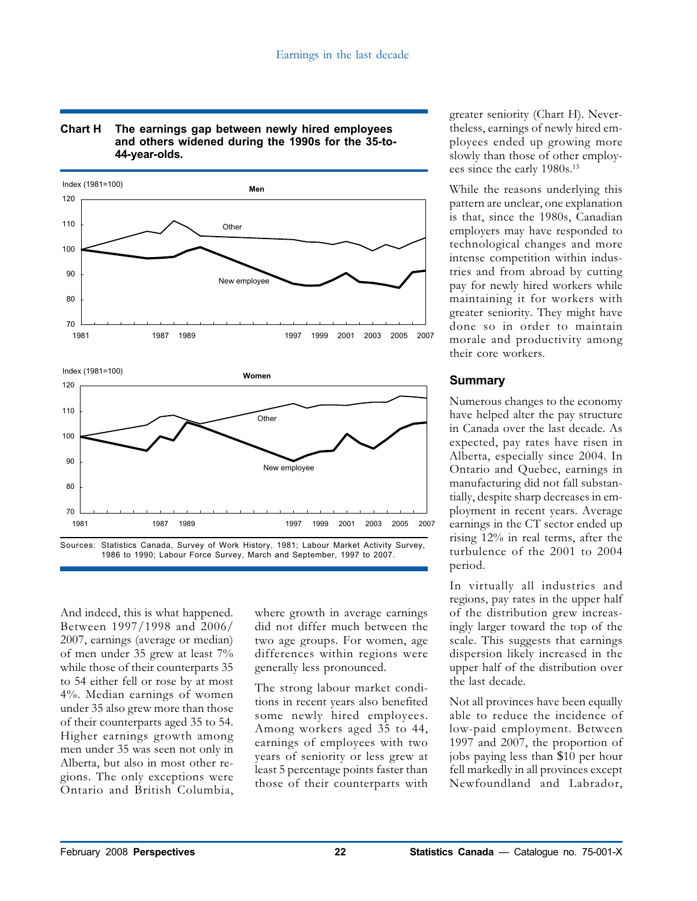**Chart H The earnings gap between newly hired employees and others widened during the 1990s for the 35-to-44-year-olds.**

Sources: Statistics Canada, Survey of Work History, 1981; Labour Market Activity Survey, 1986 to 1990; Labour Force Survey, March and September, 1997 to 2007.

And indeed, this is what happened. Between 1997/1998 and 2006/2007, earnings (average or median) of men under 35 grew at least 7% while those of their counterparts 35 to 54 either fell or rose by at most 4%. Median earnings of women under 35 also grew more than those of their counterparts aged 35 to 54. Higher earnings growth among men under 35 was seen not only in Alberta, but also in most other regions. The only exceptions were Ontario and British Columbia, where growth in average earnings did not differ much between the two age groups. For women, age differences within regions were generally less pronounced.

The strong labour market conditions in recent years also benefited some newly hired employees. Among workers aged 35 to 44, earnings of employees with two years of seniority or less grew at least 5 percentage points faster than those of their counterparts with greater seniority (Chart H). Nevertheless, earnings of newly hired employees ended up growing more slowly than those of other employees since the early 1980s.[13]

While the reasons underlying this pattern are unclear, one explanation is that, since the 1980s, Canadian employers may have responded to technological changes and more intense competition within industries and from abroad by cutting pay for newly hired workers while maintaining it for workers with greater seniority. They might have done so in order to maintain morale and productivity among their core workers.

## Summary

Numerous changes to the economy have helped alter the pay structure in Canada over the last decade. As expected, pay rates have risen in Alberta, especially since 2004. In Ontario and Quebec, earnings in manufacturing did not fall substantially, despite sharp decreases in employment in recent years. Average earnings in the CT sector ended up rising 12% in real terms, after the turbulence of the 2001 to 2004 period.

In virtually all industries and regions, pay rates in the upper half of the distribution grew increasingly larger toward the top of the scale. This suggests that earnings dispersion likely increased in the upper half of the distribution over the last decade.

Not all provinces have been equally able to reduce the incidence of low-paid employment. Between 1997 and 2007, the proportion of jobs paying less than $10 per hour fell markedly in all provinces except Newfoundland and Labrador,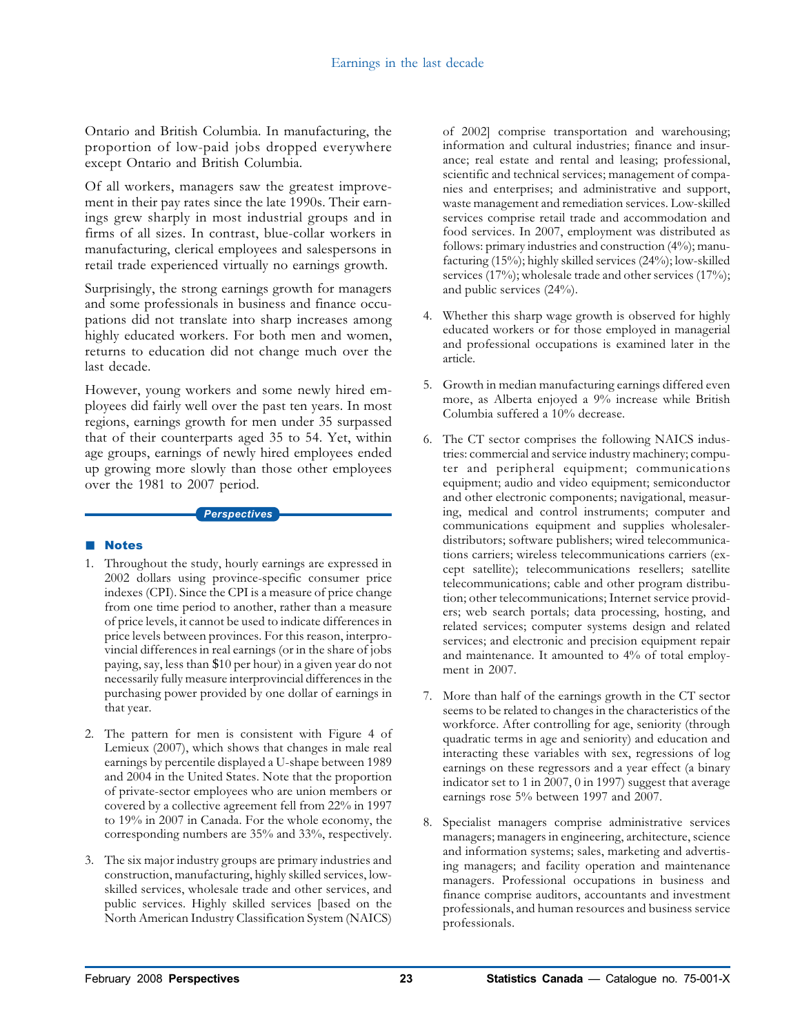Ontario and British Columbia. In manufacturing, the proportion of low-paid jobs dropped everywhere except Ontario and British Columbia.

Of all workers, managers saw the greatest improvement in their pay rates since the late 1990s. Their earnings grew sharply in most industrial groups and in firms of all sizes. In contrast, blue-collar workers in manufacturing, clerical employees and salespersons in retail trade experienced virtually no earnings growth.

Surprisingly, the strong earnings growth for managers and some professionals in business and finance occupations did not translate into sharp increases among highly educated workers. For both men and women, returns to education did not change much over the last decade.

However, young workers and some newly hired employees did fairly well over the past ten years. In most regions, earnings growth for men under 35 surpassed that of their counterparts aged 35 to 54. Yet, within age groups, earnings of newly hired employees ended up growing more slowly than those other employees over the 1981 to 2007 period.

*Perspectives*

## Notes

1. Throughout the study, hourly earnings are expressed in 2002 dollars using province-specific consumer price indexes (CPI). Since the CPI is a measure of price change from one time period to another, rather than a measure of price levels, it cannot be used to indicate differences in price levels between provinces. For this reason, interprovincial differences in real earnings (or in the share of jobs paying, say, less than $10 per hour) in a given year do not necessarily fully measure interprovincial differences in the purchasing power provided by one dollar of earnings in that year.

2. The pattern for men is consistent with Figure 4 of Lemieux (2007), which shows that changes in male real earnings by percentile displayed a U-shape between 1989 and 2004 in the United States. Note that the proportion of private-sector employees who are union members or covered by a collective agreement fell from 22% in 1997 to 19% in 2007 in Canada. For the whole economy, the corresponding numbers are 35% and 33%, respectively.

3. The six major industry groups are primary industries and construction, manufacturing, highly skilled services, low-skilled services, wholesale trade and other services, and public services. Highly skilled services [based on the North American Industry Classification System (NAICS) of 2002] comprise transportation and warehousing; information and cultural industries; finance and insurance; real estate and rental and leasing; professional, scientific and technical services; management of companies and enterprises; and administrative and support, waste management and remediation services. Low-skilled services comprise retail trade and accommodation and food services. In 2007, employment was distributed as follows: primary industries and construction (4%); manufacturing (15%); highly skilled services (24%); low-skilled services (17%); wholesale trade and other services (17%); and public services (24%).

4. Whether this sharp wage growth is observed for highly educated workers or for those employed in managerial and professional occupations is examined later in the article.

5. Growth in median manufacturing earnings differed even more, as Alberta enjoyed a 9% increase while British Columbia suffered a 10% decrease.

6. The CT sector comprises the following NAICS industries: commercial and service industry machinery; computer and peripheral equipment; communications equipment; audio and video equipment; semiconductor and other electronic components; navigational, measuring, medical and control instruments; computer and communications equipment and supplies wholesaler-distributors; software publishers; wired telecommunications carriers; wireless telecommunications carriers (except satellite); telecommunications resellers; satellite telecommunications; cable and other program distribution; other telecommunications; Internet service providers; web search portals; data processing, hosting, and related services; computer systems design and related services; and electronic and precision equipment repair and maintenance. It amounted to 4% of total employment in 2007.

7. More than half of the earnings growth in the CT sector seems to be related to changes in the characteristics of the workforce. After controlling for age, seniority (through quadratic terms in age and seniority) and education and interacting these variables with sex, regressions of log earnings on these regressors and a year effect (a binary indicator set to 1 in 2007, 0 in 1997) suggest that average earnings rose 5% between 1997 and 2007.

8. Specialist managers comprise administrative services managers; managers in engineering, architecture, science and information systems; sales, marketing and advertising managers; and facility operation and maintenance managers. Professional occupations in business and finance comprise auditors, accountants and investment professionals, and human resources and business service professionals.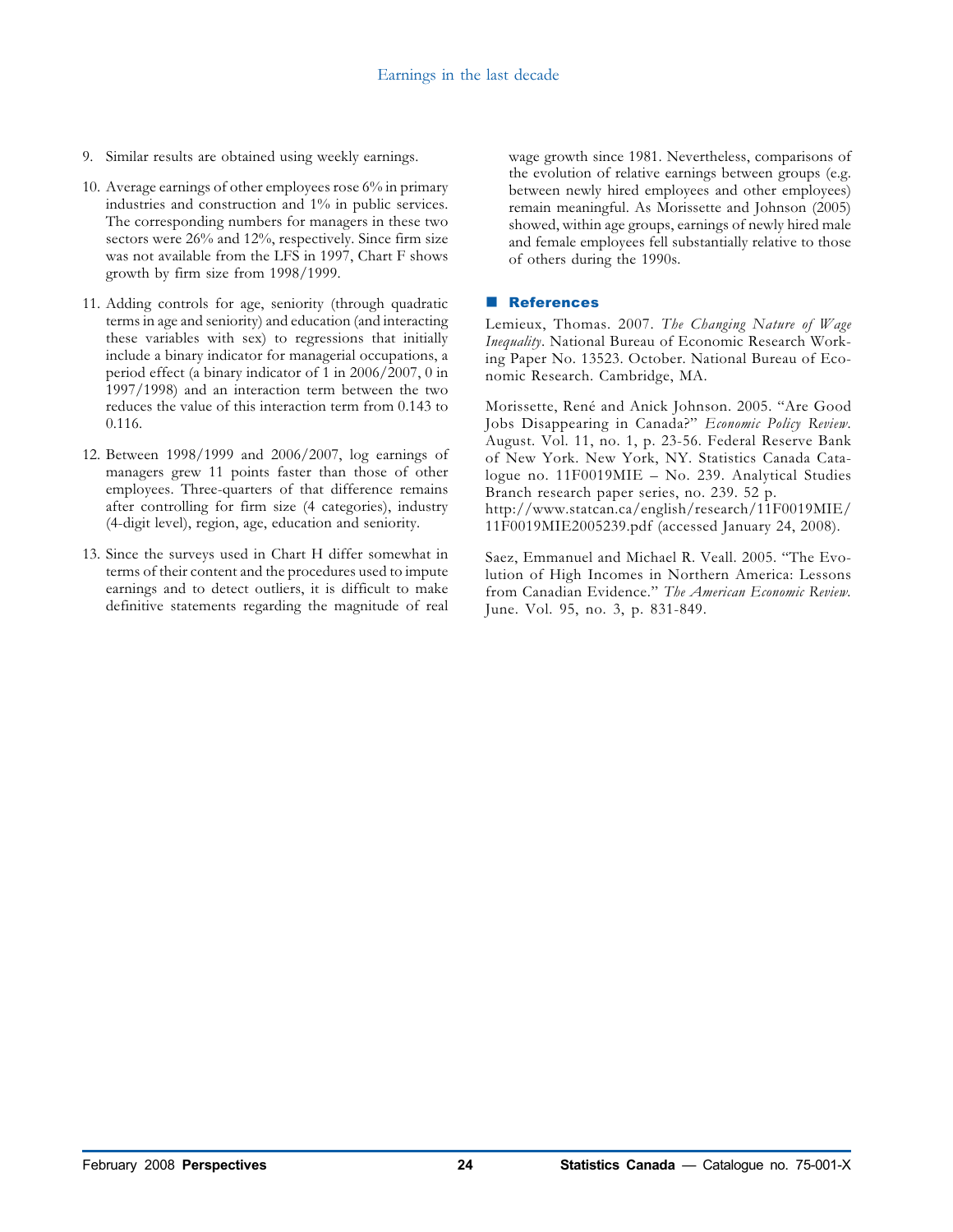9. Similar results are obtained using weekly earnings.

10. Average earnings of other employees rose 6% in primary industries and construction and 1% in public services. The corresponding numbers for managers in these two sectors were 26% and 12%, respectively. Since firm size was not available from the LFS in 1997, Chart F shows growth by firm size from 1998/1999.

11. Adding controls for age, seniority (through quadratic terms in age and seniority) and education (and interacting these variables with sex) to regressions that initially include a binary indicator for managerial occupations, a period effect (a binary indicator of 1 in 2006/2007, 0 in 1997/1998) and an interaction term between the two reduces the value of this interaction term from 0.143 to 0.116.

12. Between 1998/1999 and 2006/2007, log earnings of managers grew 11 points faster than those of other employees. Three-quarters of that difference remains after controlling for firm size (4 categories), industry (4-digit level), region, age, education and seniority.

13. Since the surveys used in Chart H differ somewhat in terms of their content and the procedures used to impute earnings and to detect outliers, it is difficult to make definitive statements regarding the magnitude of real wage growth since 1981. Nevertheless, comparisons of the evolution of relative earnings between groups (e.g. between newly hired employees and other employees) remain meaningful. As Morissette and Johnson (2005) showed, within age groups, earnings of newly hired male and female employees fell substantially relative to those of others during the 1990s.

## References

Lemieux, Thomas. 2007. *The Changing Nature of Wage Inequality*. National Bureau of Economic Research Working Paper No. 13523. October. National Bureau of Economic Research. Cambridge, MA.

Morissette, René and Anick Johnson. 2005. "Are Good Jobs Disappearing in Canada?" *Economic Policy Review*. August. Vol. 11, no. 1, p. 23-56. Federal Reserve Bank of New York. New York, NY. Statistics Canada Catalogue no. 11F0019MIE – No. 239. Analytical Studies Branch research paper series, no. 239. 52 p. http://www.statcan.ca/english/research/11F0019MIE/11F0019MIE2005239.pdf (accessed January 24, 2008).

Saez, Emmanuel and Michael R. Veall. 2005. "The Evolution of High Incomes in Northern America: Lessons from Canadian Evidence." *The American Economic Review*. June. Vol. 95, no. 3, p. 831-849.